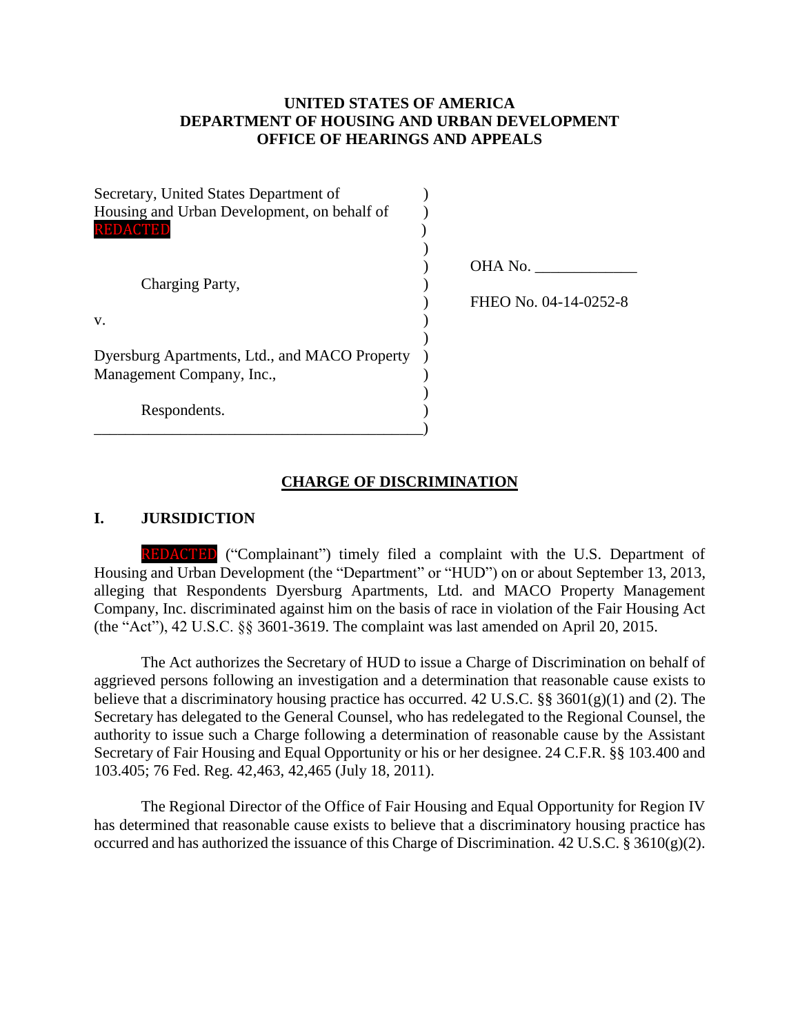# UNITED STATES OF AMERICA
# DEPARTMENT OF HOUSING AND URBAN DEVELOPMENT
# OFFICE OF HEARINGS AND APPEALS

Secretary, United States Department of Housing and Urban Development, on behalf of REDACTED

Charging Party,

v.

Dyersburg Apartments, Ltd., and MACO Property Management Company, Inc.,

Respondents.

OHA No. _____________

FHEO No. 04-14-0252-8

## CHARGE OF DISCRIMINATION

## I. JURSIDICTION

REDACTED ("Complainant") timely filed a complaint with the U.S. Department of Housing and Urban Development (the "Department" or "HUD") on or about September 13, 2013, alleging that Respondents Dyersburg Apartments, Ltd. and MACO Property Management Company, Inc. discriminated against him on the basis of race in violation of the Fair Housing Act (the "Act"), 42 U.S.C. §§ 3601-3619. The complaint was last amended on April 20, 2015.

The Act authorizes the Secretary of HUD to issue a Charge of Discrimination on behalf of aggrieved persons following an investigation and a determination that reasonable cause exists to believe that a discriminatory housing practice has occurred. 42 U.S.C. §§ 3601(g)(1) and (2). The Secretary has delegated to the General Counsel, who has redelegated to the Regional Counsel, the authority to issue such a Charge following a determination of reasonable cause by the Assistant Secretary of Fair Housing and Equal Opportunity or his or her designee. 24 C.F.R. §§ 103.400 and 103.405; 76 Fed. Reg. 42,463, 42,465 (July 18, 2011).

The Regional Director of the Office of Fair Housing and Equal Opportunity for Region IV has determined that reasonable cause exists to believe that a discriminatory housing practice has occurred and has authorized the issuance of this Charge of Discrimination. 42 U.S.C. § 3610(g)(2).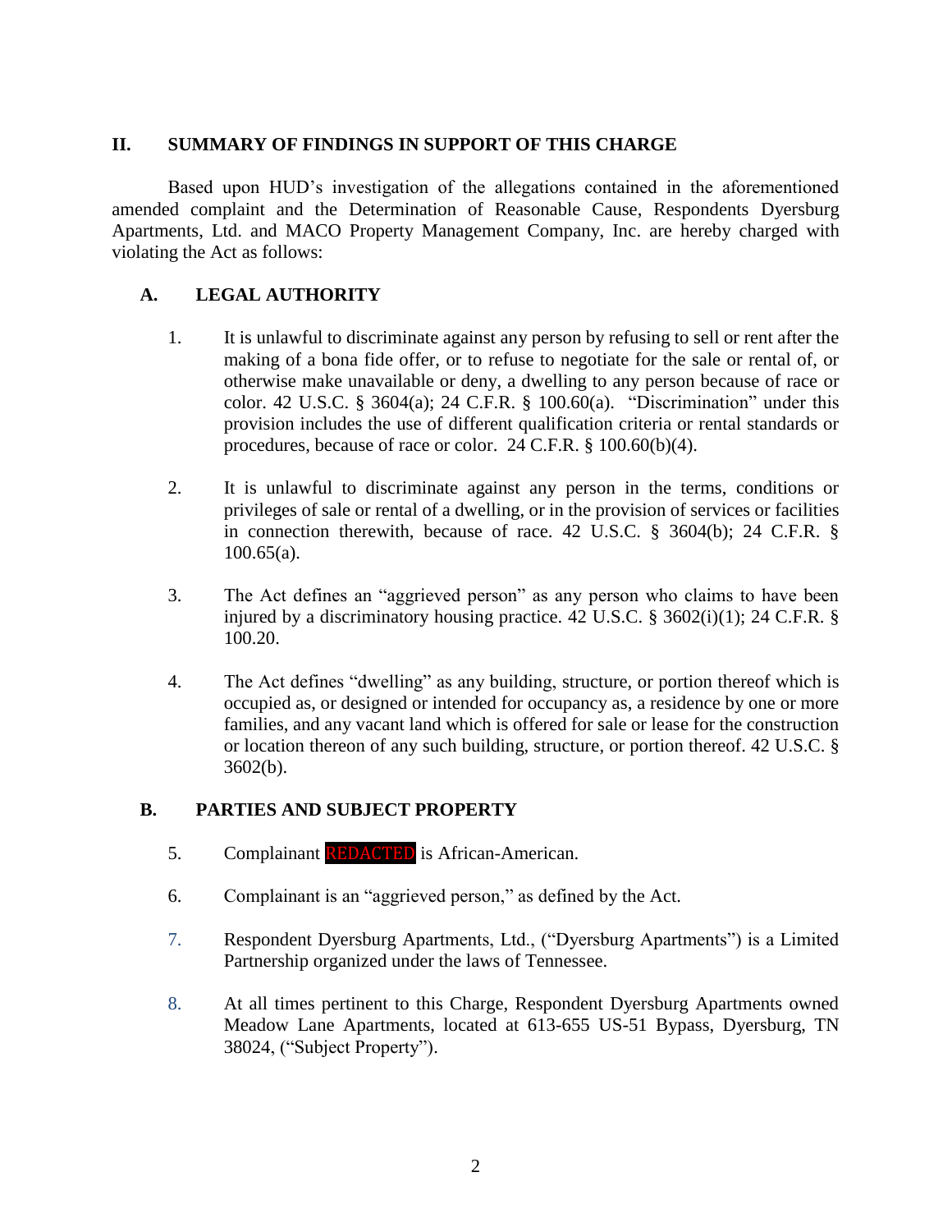## II. SUMMARY OF FINDINGS IN SUPPORT OF THIS CHARGE

Based upon HUD's investigation of the allegations contained in the aforementioned amended complaint and the Determination of Reasonable Cause, Respondents Dyersburg Apartments, Ltd. and MACO Property Management Company, Inc. are hereby charged with violating the Act as follows:

### A. LEGAL AUTHORITY

1. It is unlawful to discriminate against any person by refusing to sell or rent after the making of a bona fide offer, or to refuse to negotiate for the sale or rental of, or otherwise make unavailable or deny, a dwelling to any person because of race or color. 42 U.S.C. § 3604(a); 24 C.F.R. § 100.60(a). "Discrimination" under this provision includes the use of different qualification criteria or rental standards or procedures, because of race or color. 24 C.F.R. § 100.60(b)(4).

2. It is unlawful to discriminate against any person in the terms, conditions or privileges of sale or rental of a dwelling, or in the provision of services or facilities in connection therewith, because of race. 42 U.S.C. § 3604(b); 24 C.F.R. § 100.65(a).

3. The Act defines an "aggrieved person" as any person who claims to have been injured by a discriminatory housing practice. 42 U.S.C. § 3602(i)(1); 24 C.F.R. § 100.20.

4. The Act defines "dwelling" as any building, structure, or portion thereof which is occupied as, or designed or intended for occupancy as, a residence by one or more families, and any vacant land which is offered for sale or lease for the construction or location thereon of any such building, structure, or portion thereof. 42 U.S.C. § 3602(b).

### B. PARTIES AND SUBJECT PROPERTY

5. Complainant REDACTED is African-American.

6. Complainant is an "aggrieved person," as defined by the Act.

7. Respondent Dyersburg Apartments, Ltd., ("Dyersburg Apartments") is a Limited Partnership organized under the laws of Tennessee.

8. At all times pertinent to this Charge, Respondent Dyersburg Apartments owned Meadow Lane Apartments, located at 613-655 US-51 Bypass, Dyersburg, TN 38024, ("Subject Property").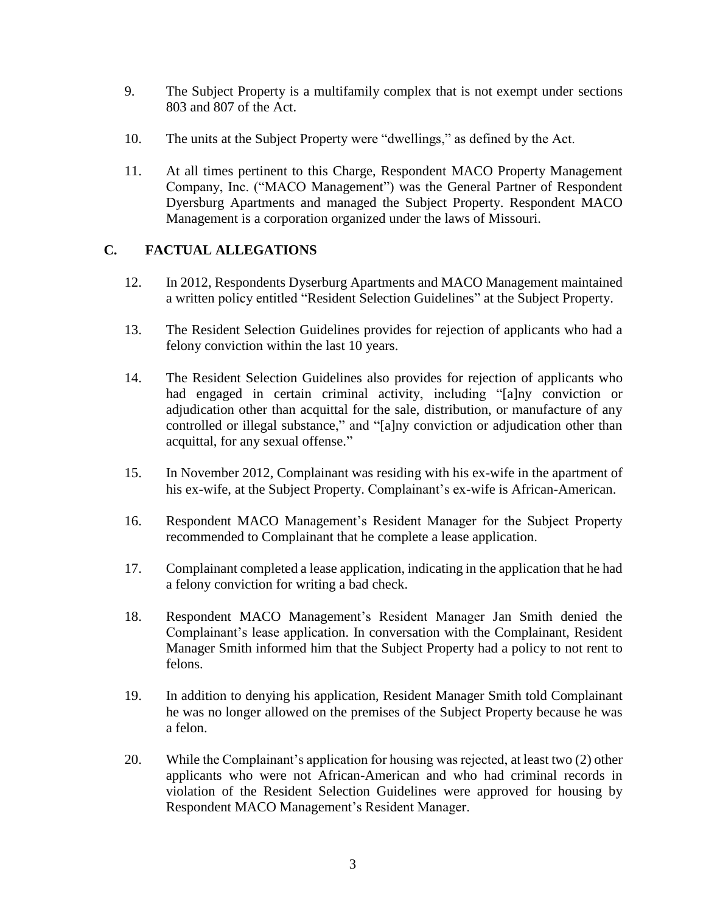9. The Subject Property is a multifamily complex that is not exempt under sections 803 and 807 of the Act.

10. The units at the Subject Property were "dwellings," as defined by the Act.

11. At all times pertinent to this Charge, Respondent MACO Property Management Company, Inc. ("MACO Management") was the General Partner of Respondent Dyersburg Apartments and managed the Subject Property. Respondent MACO Management is a corporation organized under the laws of Missouri.

## C. FACTUAL ALLEGATIONS

12. In 2012, Respondents Dyserburg Apartments and MACO Management maintained a written policy entitled "Resident Selection Guidelines" at the Subject Property.

13. The Resident Selection Guidelines provides for rejection of applicants who had a felony conviction within the last 10 years.

14. The Resident Selection Guidelines also provides for rejection of applicants who had engaged in certain criminal activity, including "[a]ny conviction or adjudication other than acquittal for the sale, distribution, or manufacture of any controlled or illegal substance," and "[a]ny conviction or adjudication other than acquittal, for any sexual offense."

15. In November 2012, Complainant was residing with his ex-wife in the apartment of his ex-wife, at the Subject Property. Complainant's ex-wife is African-American.

16. Respondent MACO Management's Resident Manager for the Subject Property recommended to Complainant that he complete a lease application.

17. Complainant completed a lease application, indicating in the application that he had a felony conviction for writing a bad check.

18. Respondent MACO Management's Resident Manager Jan Smith denied the Complainant's lease application. In conversation with the Complainant, Resident Manager Smith informed him that the Subject Property had a policy to not rent to felons.

19. In addition to denying his application, Resident Manager Smith told Complainant he was no longer allowed on the premises of the Subject Property because he was a felon.

20. While the Complainant's application for housing was rejected, at least two (2) other applicants who were not African-American and who had criminal records in violation of the Resident Selection Guidelines were approved for housing by Respondent MACO Management's Resident Manager.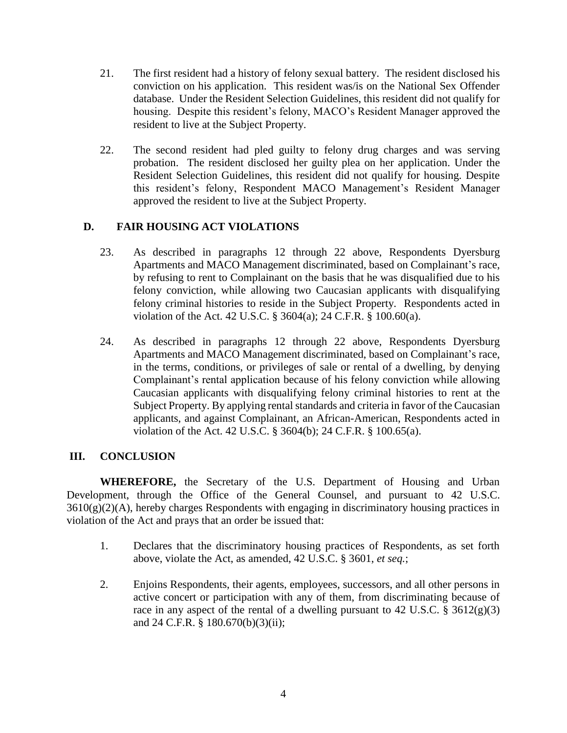21. The first resident had a history of felony sexual battery. The resident disclosed his conviction on his application. This resident was/is on the National Sex Offender database. Under the Resident Selection Guidelines, this resident did not qualify for housing. Despite this resident's felony, MACO's Resident Manager approved the resident to live at the Subject Property.

22. The second resident had pled guilty to felony drug charges and was serving probation. The resident disclosed her guilty plea on her application. Under the Resident Selection Guidelines, this resident did not qualify for housing. Despite this resident's felony, Respondent MACO Management's Resident Manager approved the resident to live at the Subject Property.

### D. FAIR HOUSING ACT VIOLATIONS

23. As described in paragraphs 12 through 22 above, Respondents Dyersburg Apartments and MACO Management discriminated, based on Complainant's race, by refusing to rent to Complainant on the basis that he was disqualified due to his felony conviction, while allowing two Caucasian applicants with disqualifying felony criminal histories to reside in the Subject Property. Respondents acted in violation of the Act. 42 U.S.C. § 3604(a); 24 C.F.R. § 100.60(a).

24. As described in paragraphs 12 through 22 above, Respondents Dyersburg Apartments and MACO Management discriminated, based on Complainant's race, in the terms, conditions, or privileges of sale or rental of a dwelling, by denying Complainant's rental application because of his felony conviction while allowing Caucasian applicants with disqualifying felony criminal histories to rent at the Subject Property. By applying rental standards and criteria in favor of the Caucasian applicants, and against Complainant, an African-American, Respondents acted in violation of the Act. 42 U.S.C. § 3604(b); 24 C.F.R. § 100.65(a).

## III. CONCLUSION

**WHEREFORE,** the Secretary of the U.S. Department of Housing and Urban Development, through the Office of the General Counsel, and pursuant to 42 U.S.C. 3610(g)(2)(A), hereby charges Respondents with engaging in discriminatory housing practices in violation of the Act and prays that an order be issued that:

1. Declares that the discriminatory housing practices of Respondents, as set forth above, violate the Act, as amended, 42 U.S.C. § 3601, *et seq.*;

2. Enjoins Respondents, their agents, employees, successors, and all other persons in active concert or participation with any of them, from discriminating because of race in any aspect of the rental of a dwelling pursuant to 42 U.S.C. § 3612(g)(3) and 24 C.F.R. § 180.670(b)(3)(ii);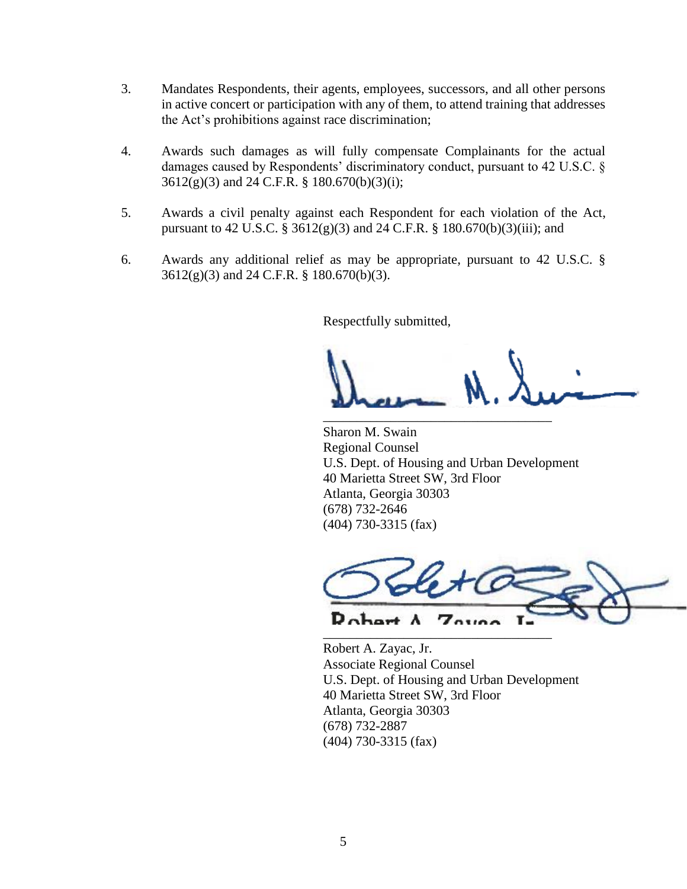3. Mandates Respondents, their agents, employees, successors, and all other persons in active concert or participation with any of them, to attend training that addresses the Act's prohibitions against race discrimination;

4. Awards such damages as will fully compensate Complainants for the actual damages caused by Respondents' discriminatory conduct, pursuant to 42 U.S.C. § 3612(g)(3) and 24 C.F.R. § 180.670(b)(3)(i);

5. Awards a civil penalty against each Respondent for each violation of the Act, pursuant to 42 U.S.C. § 3612(g)(3) and 24 C.F.R. § 180.670(b)(3)(iii); and

6. Awards any additional relief as may be appropriate, pursuant to 42 U.S.C. § 3612(g)(3) and 24 C.F.R. § 180.670(b)(3).

Respectfully submitted,

\_\_\_\_\_\_\_\_\_\_\_\_\_\_\_\_\_\_\_\_\_\_\_\_\_\_\_\_\_\_\_\_\_\_

Sharon M. Swain
Regional Counsel
U.S. Dept. of Housing and Urban Development
40 Marietta Street SW, 3rd Floor
Atlanta, Georgia 30303
(678) 732-2646
(404) 730-3315 (fax)

\_\_\_\_\_\_\_\_\_\_\_\_\_\_\_\_\_\_\_\_\_\_\_\_\_\_\_\_\_\_\_\_\_\_

Robert A. Zayac, Jr.
Associate Regional Counsel
U.S. Dept. of Housing and Urban Development
40 Marietta Street SW, 3rd Floor
Atlanta, Georgia 30303
(678) 732-2887
(404) 730-3315 (fax)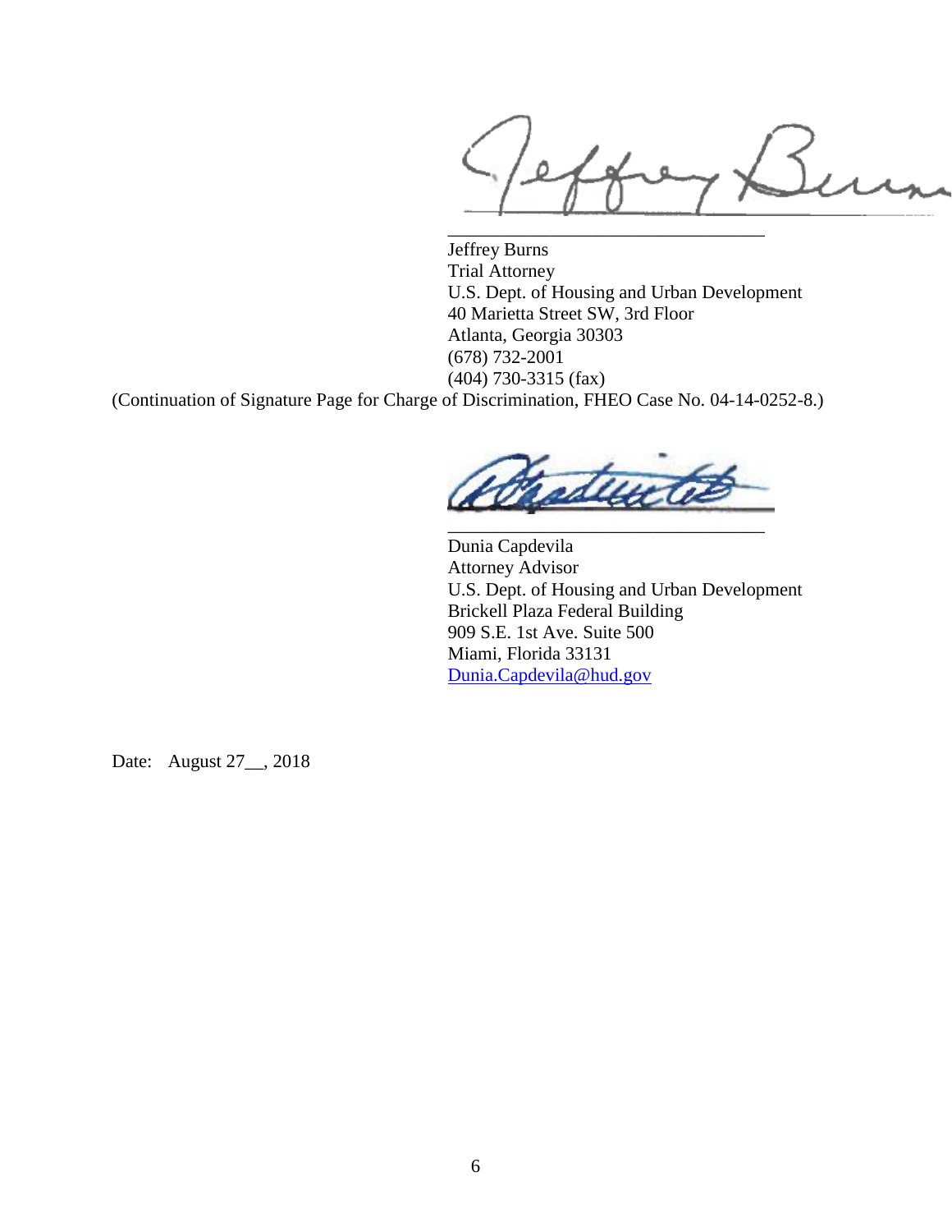\_\_\_\_\_\_\_\_\_\_\_\_\_\_\_\_\_\_\_\_\_\_\_\_\_\_\_\_\_\_\_\_\_\_
Jeffrey Burns
Trial Attorney
U.S. Dept. of Housing and Urban Development
40 Marietta Street SW, 3rd Floor
Atlanta, Georgia 30303
(678) 732-2001
(404) 730-3315 (fax)

(Continuation of Signature Page for Charge of Discrimination, FHEO Case No. 04-14-0252-8.)

\_\_\_\_\_\_\_\_\_\_\_\_\_\_\_\_\_\_\_\_\_\_\_\_\_\_\_\_\_\_\_\_\_\_
Dunia Capdevila
Attorney Advisor
U.S. Dept. of Housing and Urban Development
Brickell Plaza Federal Building
909 S.E. 1st Ave. Suite 500
Miami, Florida 33131
Dunia.Capdevila@hud.gov

Date: August 27\_\_, 2018